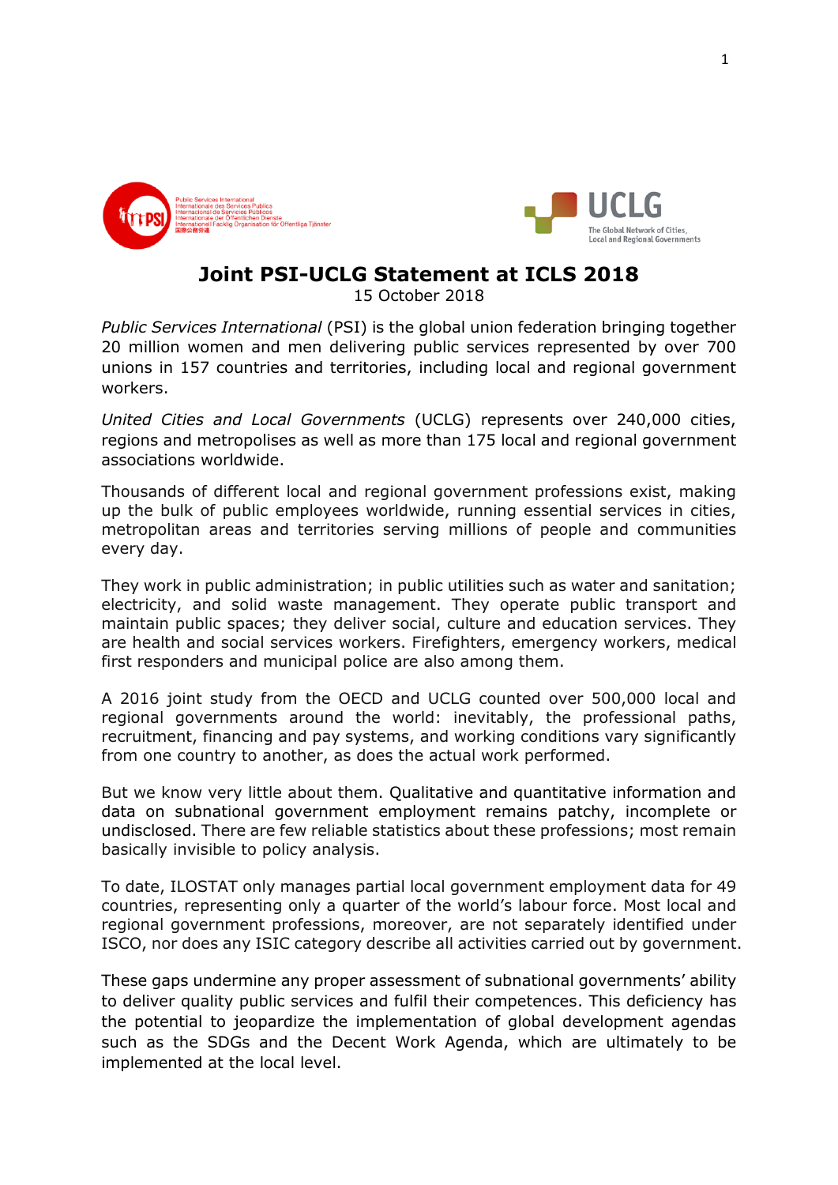# Joint PSI-UCLG Statement at ICLS 2018

15 October 2018

*Public Services International* (PSI) is the global union federation bringing together 20 million women and men delivering public services represented by over 700 unions in 157 countries and territories, including local and regional government workers.

*United Cities and Local Governments* (UCLG) represents over 240,000 cities, regions and metropolises as well as more than 175 local and regional government associations worldwide.

Thousands of different local and regional government professions exist, making up the bulk of public employees worldwide, running essential services in cities, metropolitan areas and territories serving millions of people and communities every day.

They work in public administration; in public utilities such as water and sanitation; electricity, and solid waste management. They operate public transport and maintain public spaces; they deliver social, culture and education services. They are health and social services workers. Firefighters, emergency workers, medical first responders and municipal police are also among them.

A 2016 joint study from the OECD and UCLG counted over 500,000 local and regional governments around the world: inevitably, the professional paths, recruitment, financing and pay systems, and working conditions vary significantly from one country to another, as does the actual work performed.

But we know very little about them. Qualitative and quantitative information and data on subnational government employment remains patchy, incomplete or undisclosed. There are few reliable statistics about these professions; most remain basically invisible to policy analysis.

To date, ILOSTAT only manages partial local government employment data for 49 countries, representing only a quarter of the world's labour force. Most local and regional government professions, moreover, are not separately identified under ISCO, nor does any ISIC category describe all activities carried out by government.

These gaps undermine any proper assessment of subnational governments' ability to deliver quality public services and fulfil their competences. This deficiency has the potential to jeopardize the implementation of global development agendas such as the SDGs and the Decent Work Agenda, which are ultimately to be implemented at the local level.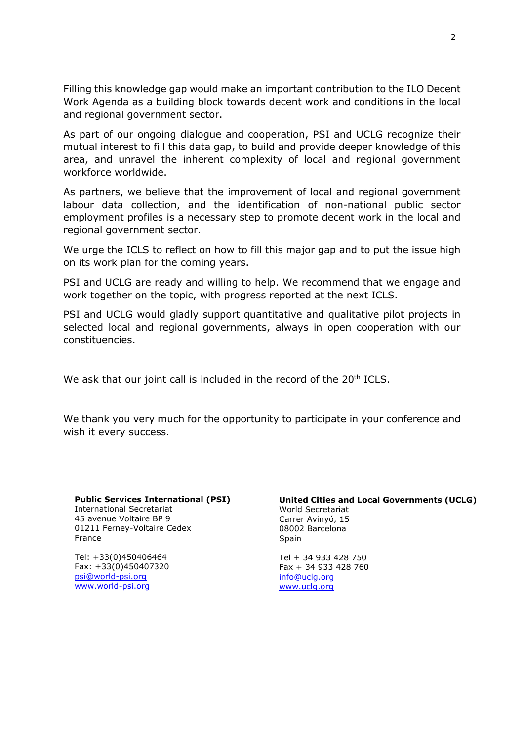Filling this knowledge gap would make an important contribution to the ILO Decent Work Agenda as a building block towards decent work and conditions in the local and regional government sector.

As part of our ongoing dialogue and cooperation, PSI and UCLG recognize their mutual interest to fill this data gap, to build and provide deeper knowledge of this area, and unravel the inherent complexity of local and regional government workforce worldwide.

As partners, we believe that the improvement of local and regional government labour data collection, and the identification of non-national public sector employment profiles is a necessary step to promote decent work in the local and regional government sector.

We urge the ICLS to reflect on how to fill this major gap and to put the issue high on its work plan for the coming years.

PSI and UCLG are ready and willing to help. We recommend that we engage and work together on the topic, with progress reported at the next ICLS.

PSI and UCLG would gladly support quantitative and qualitative pilot projects in selected local and regional governments, always in open cooperation with our constituencies.

We ask that our joint call is included in the record of the 20th ICLS.

We thank you very much for the opportunity to participate in your conference and wish it every success.

**Public Services International (PSI)**
International Secretariat
45 avenue Voltaire BP 9
01211 Ferney-Voltaire Cedex
France

Tel: +33(0)450406464
Fax: +33(0)450407320
psi@world-psi.org
www.world-psi.org

**United Cities and Local Governments (UCLG)**
World Secretariat
Carrer Avinyó, 15
08002 Barcelona
Spain

Tel + 34 933 428 750
Fax + 34 933 428 760
info@uclg.org
www.uclg.org